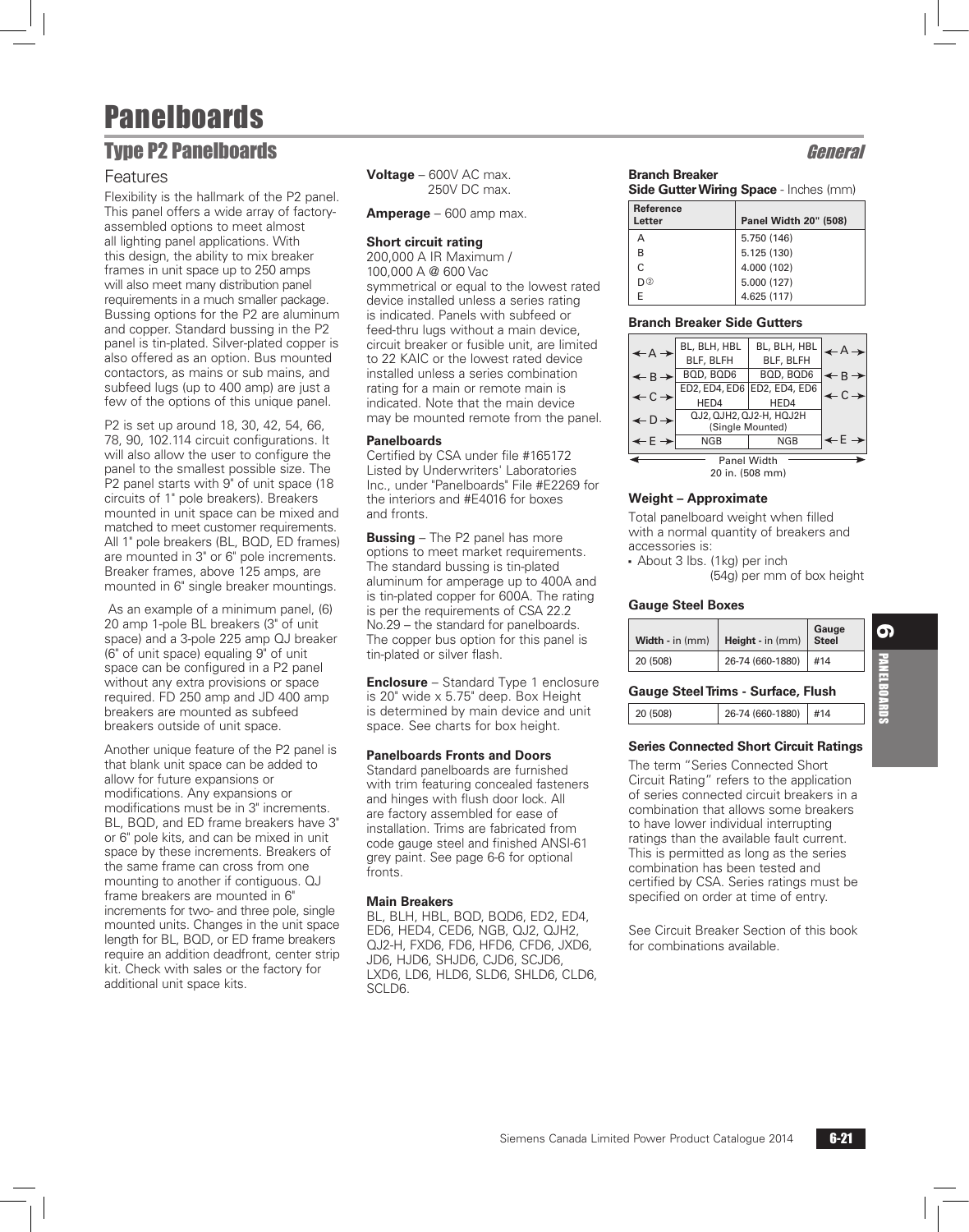# Panelboards

## Type P2 Panelboards

*General*

### Features

Flexibility is the hallmark of the P2 panel. This panel offers a wide array of factory-assembled options to meet almost all lighting panel applications. With this design, the ability to mix breaker frames in unit space up to 250 amps will also meet many distribution panel requirements in a much smaller package. Bussing options for the P2 are aluminum and copper. Standard bussing in the P2 panel is tin-plated. Silver-plated copper is also offered as an option. Bus mounted contactors, as mains or sub mains, and subfeed lugs (up to 400 amp) are just a few of the options of this unique panel.

P2 is set up around 18, 30, 42, 54, 66, 78, 90, 102.114 circuit configurations. It will also allow the user to configure the panel to the smallest possible size. The P2 panel starts with 9" of unit space (18 circuits of 1" pole breakers). Breakers mounted in unit space can be mixed and matched to meet customer requirements. All 1" pole breakers (BL, BQD, ED frames) are mounted in 3" or 6" pole increments. Breaker frames, above 125 amps, are mounted in 6" single breaker mountings.

As an example of a minimum panel, (6) 20 amp 1-pole BL breakers (3" of unit space) and a 3-pole 225 amp QJ breaker (6" of unit space) equaling 9" of unit space can be configured in a P2 panel without any extra provisions or space required. FD 250 amp and JD 400 amp breakers are mounted as subfeed breakers outside of unit space.

Another unique feature of the P2 panel is that blank unit space can be added to allow for future expansions or modifications. Any expansions or modifications must be in 3" increments. BL, BQD, and ED frame breakers have 3" or 6" pole kits, and can be mixed in unit space by these increments. Breakers of the same frame can cross from one mounting to another if contiguous. QJ frame breakers are mounted in 6" increments for two- and three pole, single mounted units. Changes in the unit space length for BL, BQD, or ED frame breakers require an addition deadfront, center strip kit. Check with sales or the factory for additional unit space kits.

**Voltage** – 600V AC max.
250V DC max.

**Amperage** – 600 amp max.

**Short circuit rating**
200,000 A IR Maximum /
100,000 A @ 600 Vac
symmetrical or equal to the lowest rated device installed unless a series rating is indicated. Panels with subfeed or feed-thru lugs without a main device, circuit breaker or fusible unit, are limited to 22 KAIC or the lowest rated device installed unless a series combination rating for a main or remote main is indicated. Note that the main device may be mounted remote from the panel.

**Panelboards**
Certified by CSA under file #165172 Listed by Underwriters' Laboratories Inc., under "Panelboards" File #E2269 for the interiors and #E4016 for boxes and fronts.

**Bussing** – The P2 panel has more options to meet market requirements. The standard bussing is tin-plated aluminum for amperage up to 400A and is tin-plated copper for 600A. The rating is per the requirements of CSA 22.2 No.29 – the standard for panelboards. The copper bus option for this panel is tin-plated or silver flash.

**Enclosure** – Standard Type 1 enclosure is 20" wide x 5.75" deep. Box Height is determined by main device and unit space. See charts for box height.

**Panelboards Fronts and Doors**
Standard panelboards are furnished with trim featuring concealed fasteners and hinges with flush door lock. All are factory assembled for ease of installation. Trims are fabricated from code gauge steel and finished ANSI-61 grey paint. See page 6-6 for optional fronts.

**Main Breakers**
BL, BLH, HBL, BQD, BQD6, ED2, ED4, ED6, HED4, CED6, NGB, QJ2, QJH2, QJ2-H, FXD6, FD6, HFD6, CFD6, JXD6, JD6, HJD6, SHJD6, CJD6, SCJD6, LXD6, LD6, HLD6, SLD6, SHLD6, CLD6, SCLD6.

**Branch Breaker**
**Side Gutter Wiring Space** - Inches (mm)

| Reference Letter | Panel Width 20" (508) |
|---|---|
| A | 5.750 (146) |
| B | 5.125 (130) |
| C | 4.000 (102) |
| D ② | 5.000 (127) |
| E | 4.625 (117) |

**Branch Breaker Side Gutters**

| | | | |
|---|---|---|---|
| ← A → | BL, BLH, HBL BLF, BLFH | BL, BLH, HBL BLF, BLFH | ← A → |
| ← B → | BQD, BQD6 | BQD, BQD6 | ← B → |
| ← C → | ED2, ED4, ED6 HED4 | ED2, ED4, ED6 HED4 | ← C → |
| ← D → | QJ2, QJH2, QJ2-H, HQJ2H (Single Mounted) | | |
| ← E → | NGB | NGB | ← E → |

Panel Width 20 in. (508 mm)

**Weight – Approximate**

Total panelboard weight when filled with a normal quantity of breakers and accessories is:

- About 3 lbs. (1kg) per inch (54g) per mm of box height

**Gauge Steel Boxes**

| Width - in (mm) | Height - in (mm) | Gauge Steel |
|---|---|---|
| 20 (508) | 26-74 (660-1880) | #14 |

**Gauge Steel Trims - Surface, Flush**

| | | |
|---|---|---|
| 20 (508) | 26-74 (660-1880) | #14 |

**Series Connected Short Circuit Ratings**

The term "Series Connected Short Circuit Rating" refers to the application of series connected circuit breakers in a combination that allows some breakers to have lower individual interrupting ratings than the available fault current. This is permitted as long as the series combination has been tested and certified by CSA. Series ratings must be specified on order at time of entry.

See Circuit Breaker Section of this book for combinations available.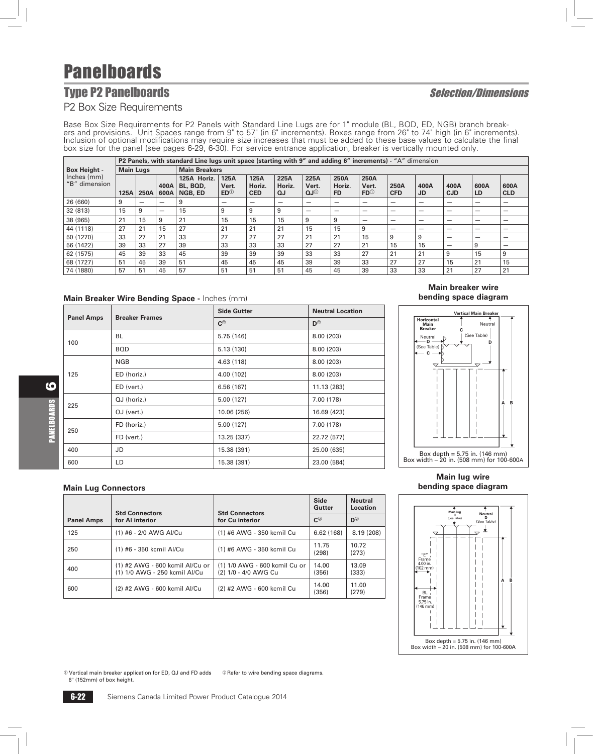# Panelboards

## Type P2 Panelboards

*Selection/Dimensions*

### P2 Box Size Requirements

Base Box Size Requirements for P2 Panels with Standard Line Lugs are for 1" module (BL, BQD, ED, NGB) branch breakers and provisions. Unit Spaces range from 9" to 57" (in 6" increments). Boxes range from 26" to 74" high (in 6" increments). Inclusion of optional modifications may require size increases that must be added to these base values to calculate the final box size for the panel (see pages 6-29, 6-30). For service entrance application, breaker is vertically mounted only.

| Box Height - Inches (mm) "B" dimension | P2 Panels, with standard Line lugs unit space (starting with 9" and adding 6" increments) - "A" dimension | | | | | | | | | | | | | | | |
|---|---|---|---|---|---|---|---|---|---|---|---|---|---|---|---|---|
| | Main Lugs | | | Main Breakers | | | | | | | | | | | | |
| | 125A | 250A | 400A 600A | 125A Horiz. BL, BQD, NGB, ED | 125A Vert. ED① | 125A Horiz. CED | 225A Horiz. QJ | 225A Vert. QJ① | 250A Horiz. FD | 250A Vert. FD① | 250A CFD | 400A JD | 400A CJD | 600A LD | 600A CLD |
| 26 (660) | 9 | — | — | 9 | — | — | — | — | — | — | — | — | — | — | — |
| 32 (813) | 15 | 9 | — | 15 | 9 | 9 | 9 | — | — | — | — | — | — | — | — |
| 38 (965) | 21 | 15 | 9 | 21 | 15 | 15 | 15 | 9 | 9 | — | — | — | — | — | — |
| 44 (1118) | 27 | 21 | 15 | 27 | 21 | 21 | 21 | 15 | 15 | 9 | — | — | — | — | — |
| 50 (1270) | 33 | 27 | 21 | 33 | 27 | 27 | 27 | 21 | 21 | 15 | 9 | 9 | — | — | — |
| 56 (1422) | 39 | 33 | 27 | 39 | 33 | 33 | 33 | 27 | 27 | 21 | 15 | 15 | — | 9 | — |
| 62 (1575) | 45 | 39 | 33 | 45 | 39 | 39 | 39 | 33 | 33 | 27 | 21 | 21 | 9 | 15 | 9 |
| 68 (1727) | 51 | 45 | 39 | 51 | 45 | 45 | 45 | 39 | 39 | 33 | 27 | 27 | 15 | 21 | 15 |
| 74 (1880) | 57 | 51 | 45 | 57 | 51 | 51 | 51 | 45 | 45 | 39 | 33 | 33 | 21 | 27 | 21 |

#### Main Breaker Wire Bending Space - Inches (mm)

| Panel Amps | Breaker Frames | Side Gutter C② | Neutral Location D② |
|---|---|---|---|
| 100 | BL | 5.75 (146) | 8.00 (203) |
| | BQD | 5.13 (130) | 8.00 (203) |
| 125 | NGB | 4.63 (118) | 8.00 (203) |
| | ED (horiz.) | 4.00 (102) | 8.00 (203) |
| | ED (vert.) | 6.56 (167) | 11.13 (283) |
| 225 | QJ (horiz.) | 5.00 (127) | 7.00 (178) |
| | QJ (vert.) | 10.06 (256) | 16.69 (423) |
| 250 | FD (horiz.) | 5.00 (127) | 7.00 (178) |
| | FD (vert.) | 13.25 (337) | 22.72 (577) |
| 400 | JD | 15.38 (391) | 25.00 (635) |
| 600 | LD | 15.38 (391) | 23.00 (584) |

**Main breaker wire bending space diagram**

Box depth = 5.75 in. (146 mm)
Box width – 20 in. (508 mm) for 100-600A

#### Main Lug Connectors

| Panel Amps | Std Connectors for Al interior | Std Connectors for Cu interior | Side Gutter C② | Neutral Location D② |
|---|---|---|---|---|
| 125 | (1) #6 - 2/0 AWG Al/Cu | (1) #6 AWG - 350 kcmil Cu | 6.62 (168) | 8.19 (208) |
| 250 | (1) #6 - 350 kcmil Al/Cu | (1) #6 AWG - 350 kcmil Cu | 11.75 (298) | 10.72 (273) |
| 400 | (1) #2 AWG - 600 kcmil Al/Cu or (1) 1/0 AWG - 250 kcmil Al/Cu | (1) 1/0 AWG - 600 kcmil Cu or (2) 1/0 - 4/0 AWG Cu | 14.00 (356) | 13.09 (333) |
| 600 | (2) #2 AWG - 600 kcmil Al/Cu | (2) #2 AWG - 600 kcmil Cu | 14.00 (356) | 11.00 (279) |

**Main lug wire bending space diagram**

Box depth = 5.75 in. (146 mm)
Box width – 20 in. (508 mm) for 100-600A

① Vertical main breaker application for ED, QJ and FD adds 6" (152mm) of box height.
② Refer to wire bending space diagrams.

Siemens Canada Limited Power Product Catalogue 2014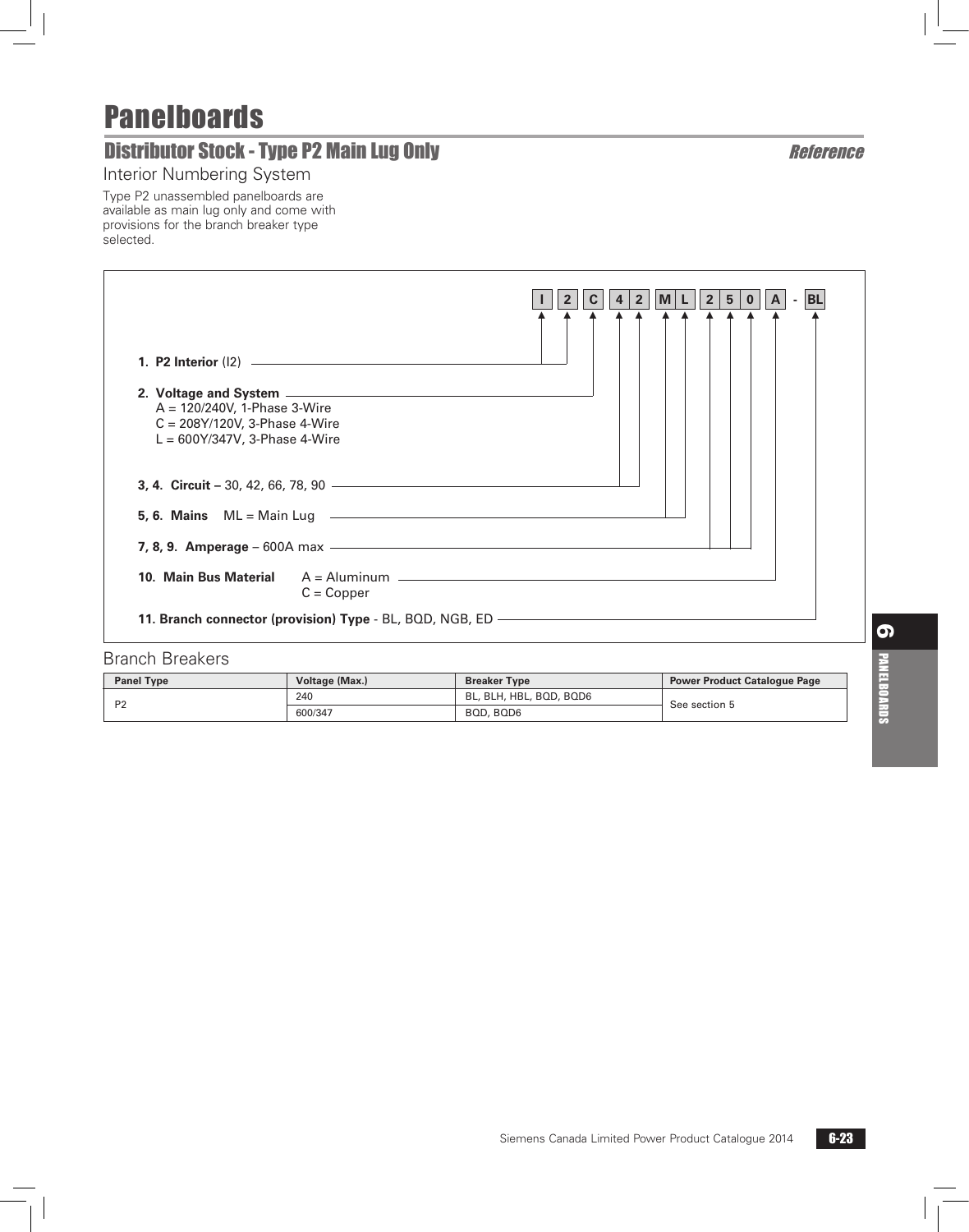# Panelboards

## Distributor Stock - Type P2 Main Lug Only

*Reference*

### Interior Numbering System

Type P2 unassembled panelboards are available as main lug only and come with provisions for the branch breaker type selected.

I 2 C 4 2 M L 2 5 0 A - BL

1. **P2 Interior** (I2)
2. **Voltage and System**
   - A = 120/240V, 1-Phase 3-Wire
   - C = 208Y/120V, 3-Phase 4-Wire
   - L = 600Y/347V, 3-Phase 4-Wire

**3, 4. Circuit –** 30, 42, 66, 78, 90

**5, 6. Mains** ML = Main Lug

**7, 8, 9. Amperage** – 600A max

**10. Main Bus Material** A = Aluminum
C = Copper

**11. Branch connector (provision) Type** - BL, BQD, NGB, ED

### Branch Breakers

| Panel Type | Voltage (Max.) | Breaker Type | Power Product Catalogue Page |
|---|---|---|---|
| P2 | 240 | BL, BLH, HBL, BQD, BQD6 | See section 5 |
| | 600/347 | BQD, BQD6 | |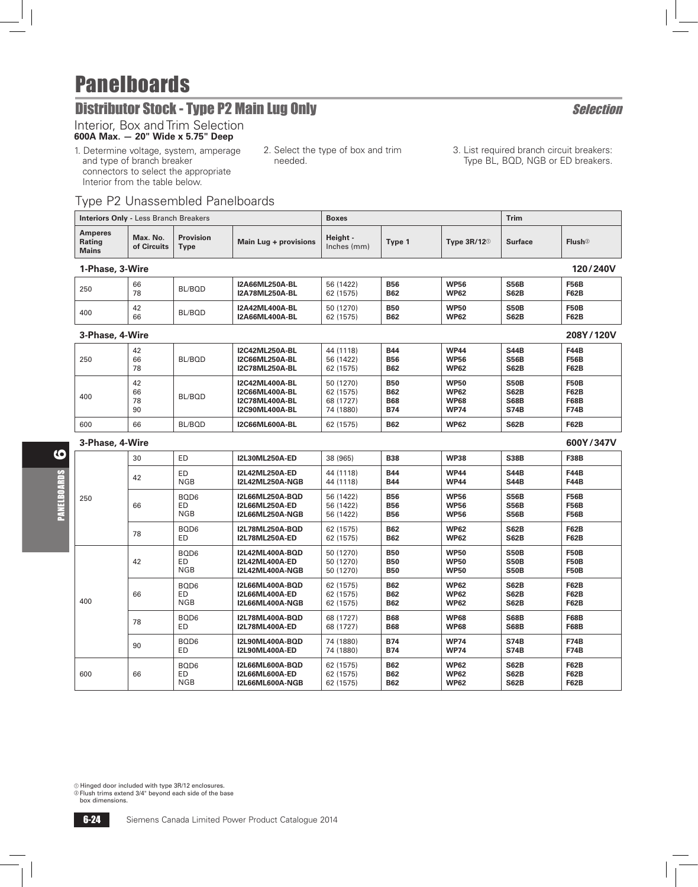# Panelboards

## Distributor Stock - Type P2 Main Lug Only

*Selection*

### Interior, Box and Trim Selection

**600A Max. — 20" Wide x 5.75" Deep**

1. Determine voltage, system, amperage and type of branch breaker connectors to select the appropriate Interior from the table below.
2. Select the type of box and trim needed.
3. List required branch circuit breakers: Type BL, BQD, NGB or ED breakers.

### Type P2 Unassembled Panelboards

| **Interiors Only** - Less Branch Breakers | | | | **Boxes** | | | **Trim** | |
|---|---|---|---|---|---|---|---|---|
| **Amperes Rating Mains** | **Max. No. of Circuits** | **Provision Type** | **Main Lug + provisions** | **Height - Inches (mm)** | **Type 1** | **Type 3R/12**① | **Surface** | **Flush**② |
| **1-Phase, 3-Wire** | | | | | | | | **120/240V** |
| 250 | 66<br>78 | BL/BQD | **I2A66ML250A-BL**<br>**I2A78ML250A-BL** | 56 (1422)<br>62 (1575) | **B56**<br>**B62** | **WP56**<br>**WP62** | **S56B**<br>**S62B** | **F56B**<br>**F62B** |
| 400 | 42<br>66 | BL/BQD | **I2A42ML400A-BL**<br>**I2A66ML400A-BL** | 50 (1270)<br>62 (1575) | **B50**<br>**B62** | **WP50**<br>**WP62** | **S50B**<br>**S62B** | **F50B**<br>**F62B** |
| **3-Phase, 4-Wire** | | | | | | | | **208Y/120V** |
| 250 | 42<br>66<br>78 | BL/BQD | **I2C42ML250A-BL**<br>**I2C66ML250A-BL**<br>**I2C78ML250A-BL** | 44 (1118)<br>56 (1422)<br>62 (1575) | **B44**<br>**B56**<br>**B62** | **WP44**<br>**WP56**<br>**WP62** | **S44B**<br>**S56B**<br>**S62B** | **F44B**<br>**F56B**<br>**F62B** |
| 400 | 42<br>66<br>78<br>90 | BL/BQD | **I2C42ML400A-BL**<br>**I2C66ML400A-BL**<br>**I2C78ML400A-BL**<br>**I2C90ML400A-BL** | 50 (1270)<br>62 (1575)<br>68 (1727)<br>74 (1880) | **B50**<br>**B62**<br>**B68**<br>**B74** | **WP50**<br>**WP62**<br>**WP68**<br>**WP74** | **S50B**<br>**S62B**<br>**S68B**<br>**S74B** | **F50B**<br>**F62B**<br>**F68B**<br>**F74B** |
| 600 | 66 | BL/BQD | **I2C66ML600A-BL** | 62 (1575) | **B62** | **WP62** | **S62B** | **F62B** |
| **3-Phase, 4-Wire** | | | | | | | | **600Y/347V** |
| 250 | 30 | ED | **I2L30ML250A-ED** | 38 (965) | **B38** | **WP38** | **S38B** | **F38B** |
| | 42 | ED<br>NGB | **I2L42ML250A-ED**<br>**I2L42ML250A-NGB** | 44 (1118)<br>44 (1118) | **B44**<br>**B44** | **WP44**<br>**WP44** | **S44B**<br>**S44B** | **F44B**<br>**F44B** |
| | 66 | BQD6<br>ED<br>NGB | **I2L66ML250A-BQD**<br>**I2L66ML250A-ED**<br>**I2L66ML250A-NGB** | 56 (1422)<br>56 (1422)<br>56 (1422) | **B56**<br>**B56**<br>**B56** | **WP56**<br>**WP56**<br>**WP56** | **S56B**<br>**S56B**<br>**S56B** | **F56B**<br>**F56B**<br>**F56B** |
| | 78 | BQD6<br>ED | **I2L78ML250A-BQD**<br>**I2L78ML250A-ED** | 62 (1575)<br>62 (1575) | **B62**<br>**B62** | **WP62**<br>**WP62** | **S62B**<br>**S62B** | **F62B**<br>**F62B** |
| 400 | 42 | BQD6<br>ED<br>NGB | **I2L42ML400A-BQD**<br>**I2L42ML400A-ED**<br>**I2L42ML400A-NGB** | 50 (1270)<br>50 (1270)<br>50 (1270) | **B50**<br>**B50**<br>**B50** | **WP50**<br>**WP50**<br>**WP50** | **S50B**<br>**S50B**<br>**S50B** | **F50B**<br>**F50B**<br>**F50B** |
| | 66 | BQD6<br>ED<br>NGB | **I2L66ML400A-BQD**<br>**I2L66ML400A-ED**<br>**I2L66ML400A-NGB** | 62 (1575)<br>62 (1575)<br>62 (1575) | **B62**<br>**B62**<br>**B62** | **WP62**<br>**WP62**<br>**WP62** | **S62B**<br>**S62B**<br>**S62B** | **F62B**<br>**F62B**<br>**F62B** |
| | 78 | BQD6<br>ED | **I2L78ML400A-BQD**<br>**I2L78ML400A-ED** | 68 (1727)<br>68 (1727) | **B68**<br>**B68** | **WP68**<br>**WP68** | **S68B**<br>**S68B** | **F68B**<br>**F68B** |
| | 90 | BQD6<br>ED | **I2L90ML400A-BQD**<br>**I2L90ML400A-ED** | 74 (1880)<br>74 (1880) | **B74**<br>**B74** | **WP74**<br>**WP74** | **S74B**<br>**S74B** | **F74B**<br>**F74B** |
| 600 | 66 | BQD6<br>ED<br>NGB | **I2L66ML600A-BQD**<br>**I2L66ML600A-ED**<br>**I2L66ML600A-NGB** | 62 (1575)<br>62 (1575)<br>62 (1575) | **B62**<br>**B62**<br>**B62** | **WP62**<br>**WP62**<br>**WP62** | **S62B**<br>**S62B**<br>**S62B** | **F62B**<br>**F62B**<br>**F62B** |

① Hinged door included with type 3R/12 enclosures.
② Flush trims extend 3/4" beyond each side of the base box dimensions.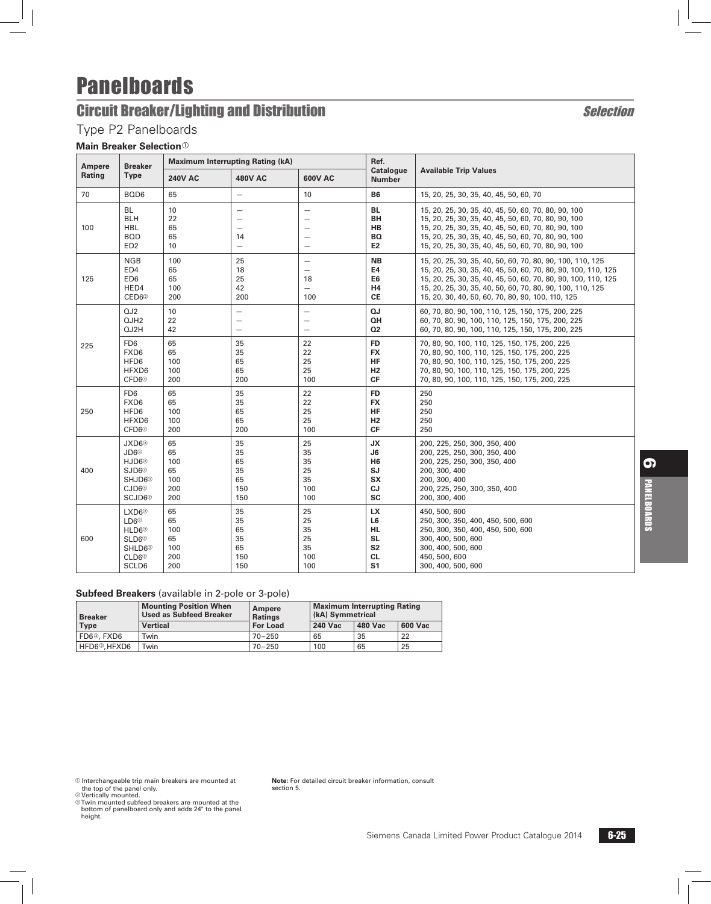# Panelboards

## Circuit Breaker/Lighting and Distribution

*Selection*

### Type P2 Panelboards

**Main Breaker Selection**①

| Ampere Rating | Breaker Type | Maximum Interrupting Rating (kA) | | | Ref. Catalogue Number | Available Trip Values |
|---|---|---|---|---|---|---|
| | | 240V AC | 480V AC | 600V AC | | |
| 70 | BQD6 | 65 | — | 10 | **B6** | 15, 20, 25, 30, 35, 40, 45, 50, 60, 70 |
| 100 | BL | 10 | — | — | **BL** | 15, 20, 25, 30, 35, 40, 45, 50, 60, 70, 80, 90, 100 |
| | BLH | 22 | — | — | **BH** | 15, 20, 25, 30, 35, 40, 45, 50, 60, 70, 80, 90, 100 |
| | HBL | 65 | — | — | **HB** | 15, 20, 25, 30, 35, 40, 45, 50, 60, 70, 80, 90, 100 |
| | BQD | 65 | 14 | — | **BQ** | 15, 20, 25, 30, 35, 40, 45, 50, 60, 70, 80, 90, 100 |
| | ED2 | 10 | — | — | **E2** | 15, 20, 25, 30, 35, 40, 45, 50, 60, 70, 80, 90, 100 |
| 125 | NGB | 100 | 25 | — | **NB** | 15, 20, 25, 30, 35, 40, 50, 60, 70, 80, 90, 100, 110, 125 |
| | ED4 | 65 | 18 | — | **E4** | 15, 20, 25, 30, 35, 40, 45, 50, 60, 70, 80, 90, 100, 110, 125 |
| | ED6 | 65 | 25 | 18 | **E6** | 15, 20, 25, 30, 35, 40, 45, 50, 60, 70, 80, 90, 100, 110, 125 |
| | HED4 | 100 | 42 | — | **H4** | 15, 20, 25, 30, 35, 40, 50, 60, 70, 80, 90, 100, 110, 125 |
| | CED6② | 200 | 200 | 100 | **CE** | 15, 20, 30, 40, 50, 60, 70, 80, 90, 100, 110, 125 |
| 225 | QJ2 | 10 | — | — | **QJ** | 60, 70, 80, 90, 100, 110, 125, 150, 175, 200, 225 |
| | QJH2 | 22 | — | — | **QH** | 60, 70, 80, 90, 100, 110, 125, 150, 175, 200, 225 |
| | QJ2H | 42 | — | — | **Q2** | 60, 70, 80, 90, 100, 110, 125, 150, 175, 200, 225 |
| | FD6 | 65 | 35 | 22 | **FD** | 70, 80, 90, 100, 110, 125, 150, 175, 200, 225 |
| | FXD6 | 65 | 35 | 22 | **FX** | 70, 80, 90, 100, 110, 125, 150, 175, 200, 225 |
| | HFD6 | 100 | 65 | 25 | **HF** | 70, 80, 90, 100, 110, 125, 150, 175, 200, 225 |
| | HFXD6 | 100 | 65 | 25 | **H2** | 70, 80, 90, 100, 110, 125, 150, 175, 200, 225 |
| | CFD6② | 200 | 200 | 100 | **CF** | 70, 80, 90, 100, 110, 125, 150, 175, 200, 225 |
| 250 | FD6 | 65 | 35 | 22 | **FD** | 250 |
| | FXD6 | 65 | 35 | 22 | **FX** | 250 |
| | HFD6 | 100 | 65 | 25 | **HF** | 250 |
| | HFXD6 | 100 | 65 | 25 | **H2** | 250 |
| | CFD6② | 200 | 200 | 100 | **CF** | 250 |
| 400 | JXD6② | 65 | 35 | 25 | **JX** | 200, 225, 250, 300, 350, 400 |
| | JD6② | 65 | 35 | 35 | **J6** | 200, 225, 250, 300, 350, 400 |
| | HJD6② | 100 | 65 | 35 | **H6** | 200, 225, 250, 300, 350, 400 |
| | SJD6② | 65 | 35 | 25 | **SJ** | 200, 300, 400 |
| | SHJD6② | 100 | 65 | 35 | **SX** | 200, 300, 400 |
| | CJD6② | 200 | 150 | 100 | **CJ** | 200, 225, 250, 300, 350, 400 |
| | SCJD6② | 200 | 150 | 100 | **SC** | 200, 300, 400 |
| 600 | LXD6② | 65 | 35 | 25 | **LX** | 450, 500, 600 |
| | LD6② | 65 | 35 | 25 | **L6** | 250, 300, 350, 400, 450, 500, 600 |
| | HLD6② | 100 | 65 | 35 | **HL** | 250, 300, 350, 400, 450, 500, 600 |
| | SLD6② | 65 | 35 | 25 | **SL** | 300, 400, 500, 600 |
| | SHLD6② | 100 | 65 | 35 | **S2** | 300, 400, 500, 600 |
| | CLD6② | 200 | 150 | 100 | **CL** | 450, 500, 600 |
| | SCLD6 | 200 | 150 | 100 | **S1** | 300, 400, 500, 600 |

**Subfeed Breakers** (available in 2-pole or 3-pole)

| Breaker Type | Mounting Position When Used as Subfeed Breaker | Ampere Ratings For Load | Maximum Interrupting Rating (kA) Symmetrical | | |
|---|---|---|---|---|---|
| | Vertical | | 240 Vac | 480 Vac | 600 Vac |
| FD6③, FXD6 | Twin | 70–250 | 65 | 35 | 22 |
| HFD6③, HFXD6 | Twin | 70–250 | 100 | 65 | 25 |

① Interchangeable trip main breakers are mounted at the top of the panel only.
② Vertically mounted.
③ Twin mounted subfeed breakers are mounted at the bottom of panelboard only and adds 24" to the panel height.

**Note:** For detailed circuit breaker information, consult section 5.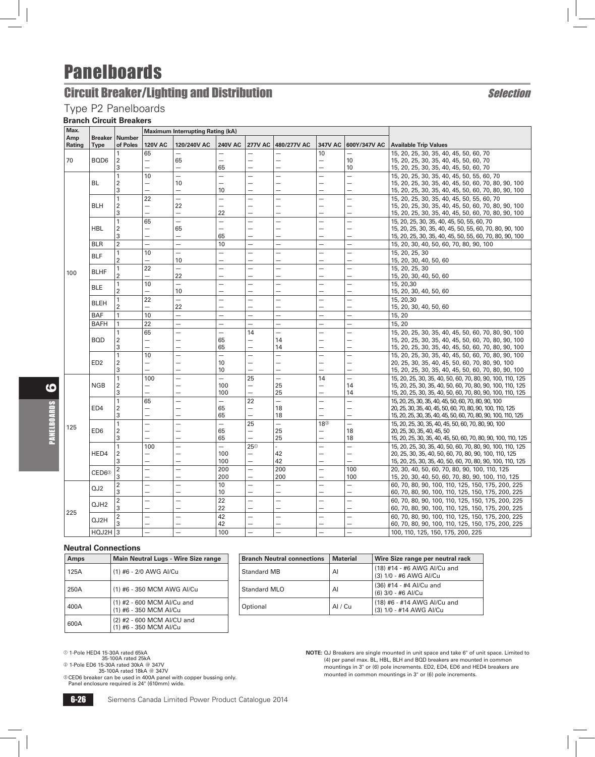# Panelboards

## Circuit Breaker/Lighting and Distribution

*Selection*

### Type P2 Panelboards

**Branch Circuit Breakers**

| Max. Amp Rating | Breaker Type | Number of Poles | Maximum Interrupting Rating (kA) 120V AC | 120/240V AC | 240V AC | 277V AC | 480/277V AC | 347V AC | 600Y/347V AC | Available Trip Values |
|---|---|---|---|---|---|---|---|---|---|---|
| 70 | BQD6 | 1 | 65 | — | — | — | — | 10 | — | 15, 20, 25, 30, 35, 40, 45, 50, 60, 70 |
| | | 2 | — | 65 | — | — | — | — | 10 | 15, 20, 25, 30, 35, 40, 45, 50, 60, 70 |
| | | 3 | — | — | 65 | — | — | — | 10 | 15, 20, 25, 30, 35, 40, 45, 50, 60, 70 |
| 100 | BL | 1 | 10 | — | — | — | — | — | — | 15, 20, 25, 30, 35, 40, 45, 50, 55, 60, 70 |
| | | 2 | — | 10 | — | — | — | — | — | 15, 20, 25, 30, 35, 40, 45, 50, 60, 70, 80, 90, 100 |
| | | 3 | — | — | 10 | — | — | — | — | 15, 20, 25, 30, 35, 40, 45, 50, 60, 70, 80, 90, 100 |
| | BLH | 1 | 22 | — | — | — | — | — | — | 15, 20, 25, 30, 35, 40, 45, 50, 55, 60, 70 |
| | | 2 | — | 22 | — | — | — | — | — | 15, 20, 25, 30, 35, 40, 45, 50, 60, 70, 80, 90, 100 |
| | | 3 | — | — | 22 | — | — | — | — | 15, 20, 25, 30, 35, 40, 45, 50, 60, 70, 80, 90, 100 |
| | HBL | 1 | 65 | — | — | — | — | — | — | 15, 20, 25, 30, 35, 40, 45, 50, 55, 60, 70 |
| | | 2 | — | 65 | — | — | — | — | — | 15, 20, 25, 30, 35, 40, 45, 50, 55, 60, 70, 80, 90, 100 |
| | | 3 | — | — | 65 | — | — | — | — | 15, 20, 25, 30, 35, 40, 45, 50, 55, 60, 70, 80, 90, 100 |
| | BLR | 2 | — | — | 10 | — | — | — | — | 15, 20, 30, 40, 50, 60, 70, 80, 90, 100 |
| | BLF | 1 | 10 | — | — | — | — | — | — | 15, 20, 25, 30 |
| | | 2 | — | 10 | — | — | — | — | — | 15, 20, 30, 40, 50, 60 |
| | BLHF | 1 | 22 | — | — | — | — | — | — | 15, 20, 25, 30 |
| | | 2 | — | 22 | — | — | — | — | — | 15, 20, 30, 40, 50, 60 |
| | BLE | 1 | 10 | — | — | — | — | — | — | 15, 20,30 |
| | | 2 | — | 10 | — | — | — | — | — | 15, 20, 30, 40, 50, 60 |
| | BLEH | 1 | 22 | — | — | — | — | — | — | 15, 20,30 |
| | | 2 | — | 22 | — | — | — | — | — | 15, 20, 30, 40, 50, 60 |
| | BAF | 1 | 10 | — | — | — | — | — | — | 15, 20 |
| | BAFH | 1 | 22 | — | — | — | — | — | — | 15, 20 |
| | BQD | 1 | 65 | — | — | 14 | — | — | — | 15, 20, 25, 30, 35, 40, 45, 50, 60, 70, 80, 90, 100 |
| | | 2 | — | — | 65 | — | 14 | — | — | 15, 20, 25, 30, 35, 40, 45, 50, 60, 70, 80, 90, 100 |
| | | 3 | — | — | 65 | — | 14 | — | — | 15, 20, 25, 30, 35, 40, 45, 50, 60, 70, 80, 90, 100 |
| | ED2 | 1 | 10 | — | — | — | — | — | — | 15, 20, 25, 30, 35, 40, 45, 50, 60, 70, 80, 90, 100 |
| | | 2 | — | — | 10 | — | — | — | — | 20, 25, 30, 35, 40, 45, 50, 60, 70, 80, 90, 100 |
| | | 3 | — | — | 10 | — | — | — | — | 15, 20, 25, 30, 35, 40, 45, 50, 60, 70, 80, 90, 100 |
| 125 | NGB | 1 | 100 | — | — | 25 | — | 14 | — | 15, 20, 25, 30, 35, 40, 50, 60, 70, 80, 90, 100, 110, 125 |
| | | 2 | — | — | 100 | — | 25 | — | 14 | 15, 20, 25, 30, 35, 40, 50, 60, 70, 80, 90, 100, 110, 125 |
| | | 3 | — | — | 100 | — | 25 | — | 14 | 15, 20, 25, 30, 35, 40, 50, 60, 70, 80, 90, 100, 110, 125 |
| | ED4 | 1 | 65 | — | — | 22 | — | — | — | 15, 20, 25, 30, 35, 40, 45, 50, 60, 70, 80, 90, 100 |
| | | 2 | — | — | 65 | — | 18 | — | — | 20, 25, 30, 35, 40, 45, 50, 60, 70, 80, 90, 100, 110, 125 |
| | | 3 | — | — | 65 | — | 18 | — | — | 15, 20, 25, 30, 35, 40, 45, 50, 60, 70, 80, 90, 100, 110, 125 |
| | ED6 | 1 | — | — | — | 25 | — | 18② | — | 15, 20, 25, 30, 35, 40, 45, 50, 60, 70, 80, 90, 100 |
| | | 2 | — | — | 65 | — | 25 | — | 18 | 20, 25, 30, 35, 40, 45, 50 |
| | | 3 | — | — | 65 | — | 25 | — | 18 | 15, 20, 25, 30, 35, 40, 45, 50, 60, 70, 80, 90, 100, 110, 125 |
| | HED4 | 1 | 100 | — | — | 25① | - | — | — | 15, 20, 25, 30, 35, 40, 50, 60, 70, 80, 90, 100, 110, 125 |
| | | 2 | — | — | 100 | — | 42 | — | — | 20, 25, 30, 35, 40, 50, 60, 70, 80, 90, 100, 110, 125 |
| | | 3 | — | — | 100 | — | 42 | — | — | 15, 20, 25, 30, 35, 40, 50, 60, 70, 80, 90, 100, 110, 125 |
| | CED6③ | 2 | — | — | 200 | — | 200 | — | 100 | 20, 30, 40, 50, 60, 70, 80, 90, 100, 110, 125 |
| | | 3 | — | — | 200 | — | 200 | — | 100 | 15, 20, 30, 40, 50, 60, 70, 80, 90, 100, 110, 125 |
| 225 | QJ2 | 2 | — | — | 10 | — | — | — | — | 60, 70, 80, 90, 100, 110, 125, 150, 175, 200, 225 |
| | | 3 | — | — | 10 | — | — | — | — | 60, 70, 80, 90, 100, 110, 125, 150, 175, 200, 225 |
| | QJH2 | 2 | — | — | 22 | — | — | — | — | 60, 70, 80, 90, 100, 110, 125, 150, 175, 200, 225 |
| | | 3 | — | — | 22 | — | — | — | — | 60, 70, 80, 90, 100, 110, 125, 150, 175, 200, 225 |
| | QJ2H | 2 | — | — | 42 | — | — | — | — | 60, 70, 80, 90, 100, 110, 125, 150, 175, 200, 225 |
| | | 3 | — | — | 42 | — | — | — | — | 60, 70, 80, 90, 100, 110, 125, 150, 175, 200, 225 |
| | HQJ2H | 3 | — | — | 100 | — | — | — | — | 100, 110, 125, 150, 175, 200, 225 |

**Neutral Connections**

| Amps | Main Neutral Lugs - Wire Size range |
|---|---|
| 125A | (1) #6 - 2/0 AWG Al/Cu |
| 250A | (1) #6 - 350 MCM AWG Al/Cu |
| 400A | (1) #2 - 600 MCM Al/Cu and (1) #6 - 350 MCM Al/Cu |
| 600A | (2) #2 - 600 MCM Al/CU and (1) #6 - 350 MCM Al/Cu |

| Branch Neutral connections | Material | Wire Size range per neutral rack |
|---|---|---|
| Standard MB | Al | (18) #14 - #6 AWG Al/Cu and (3) 1/0 - #6 AWG Al/Cu |
| Standard MLO | Al | (36) #14 - #4 Al/Cu and (6) 3/0 - #6 Al/Cu |
| Optional | Al / Cu | (18) #6 - #14 AWG Al/Cu and (3) 1/0 - #14 AWG Al/Cu |

① 1-Pole HED4 15-30A rated 65kA
35-100A rated 25kA
② 1-Pole ED6 15-30A rated 30kA @ 347V
35-100A rated 18kA @ 347V
③ CED6 breaker can be used in 400A panel with copper bussing only. Panel enclosure required is 24" (610mm) wide.

**NOTE**: QJ Breakers are single mounted in unit space and take 6" of unit space. Limited to (4) per panel max. BL, HBL, BLH and BQD breakers are mounted in common mountings in 3" or (6) pole increments. ED2, ED4, ED6 and HED4 breakers are mounted in common mountings in 3" or (6) pole increments.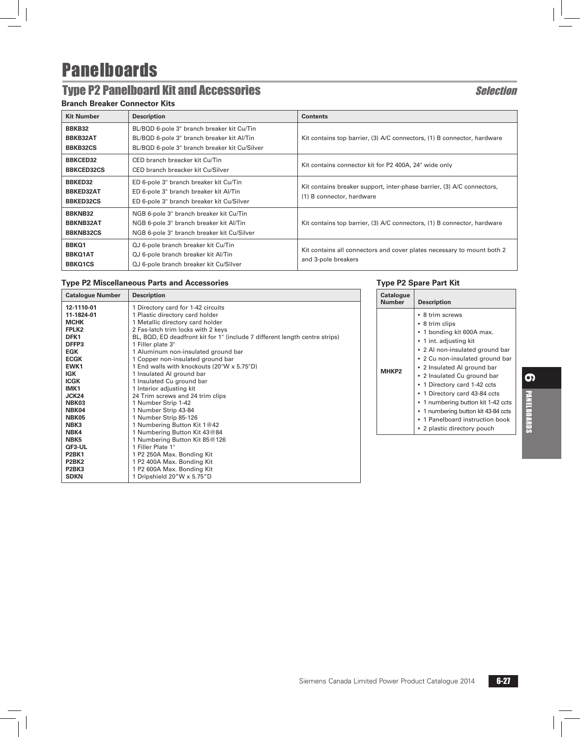# Panelboards

## Type P2 Panelboard Kit and Accessories

*Selection*

### Branch Breaker Connector Kits

| Kit Number | Description | Contents |
|---|---|---|
| **BBKB32**<br>**BBKB32AT**<br>**BBKB32CS** | BL/BQD 6-pole 3" branch breaker kit Cu/Tin<br>BL/BQD 6-pole 3" branch breaker kit Al/Tin<br>BL/BQD 6-pole 3" branch breaker kit Cu/Silver | Kit contains top barrier, (3) A/C connectors, (1) B connector, hardware |
| **BBKCED32**<br>**BBKCED32CS** | CED branch breacker kit Cu/Tin<br>CED branch breacker kit Cu/Silver | Kit contains connector kit for P2 400A, 24" wide only |
| **BBKED32**<br>**BBKED32AT**<br>**BBKED32CS** | ED 6-pole 3" branch breaker kit Cu/Tin<br>ED 6-pole 3" branch breaker kit Al/Tin<br>ED 6-pole 3" branch breaker kit Cu/Silver | Kit contains breaker support, inter-phase barrier, (3) A/C connectors, (1) B connector, hardware |
| **BBKNB32**<br>**BBKNB32AT**<br>**BBKNB32CS** | NGB 6-pole 3" branch breaker kit Cu/Tin<br>NGB 6-pole 3" branch breaker kit Al/Tin<br>NGB 6-pole 3" branch breaker kit Cu/Silver | Kit contains top barrier, (3) A/C connectors, (1) B connector, hardware |
| **BBKQ1**<br>**BBKQ1AT**<br>**BBKQ1CS** | QJ 6-pole branch breaker kit Cu/Tin<br>QJ 6-pole branch breaker kit Al/Tin<br>QJ 6-pole branch breaker kit Cu/Silver | Kit contains all connectors and cover plates necessary to mount both 2 and 3-pole breakers |

### Type P2 Miscellaneous Parts and Accessories

| Catalogue Number | Description |
|---|---|
| **12-1110-01** | 1 Directory card for 1-42 circuits |
| **11-1824-01** | 1 Plastic directory card holder |
| **MCHK** | 1 Metallic directory card holder |
| **FPLK2** | 2 Fas-latch trim locks with 2 keys |
| **DFK1** | BL, BQD, ED deadfront kit for 1" (include 7 different length centre strips) |
| **DFFP3** | 1 Filler plate 3" |
| **EGK** | 1 Aluminum non-insulated ground bar |
| **ECGK** | 1 Copper non-insulated ground bar |
| **EWK1** | 1 End walls with knockouts (20"W x 5.75"D) |
| **IGK** | 1 Insulated Al ground bar |
| **ICGK** | 1 Insulated Cu ground bar |
| **IMK1** | 1 Interior adjusting kit |
| **JCK24** | 24 Trim screws and 24 trim clips |
| **NBK03** | 1 Number Strip 1-42 |
| **NBK04** | 1 Number Strip 43-84 |
| **NBK05** | 1 Number Strip 85-126 |
| **NBK3** | 1 Numbering Button Kit 1@42 |
| **NBK4** | 1 Numbering Button Kit 43@84 |
| **NBK5** | 1 Numbering Button Kit 85@126 |
| **QF3-UL** | 1 Filler Plate 1" |
| **P2BK1** | 1 P2 250A Max. Bonding Kit |
| **P2BK2** | 1 P2 400A Max. Bonding Kit |
| **P2BK3** | 1 P2 600A Max. Bonding Kit |
| **SDKN** | 1 Dripshield 20"W x 5.75"D |

### Type P2 Spare Part Kit

| Catalogue Number | Description |
|---|---|
| **MHKP2** | ▪ 8 trim screws<br>▪ 8 trim clips<br>▪ 1 bonding kit 600A max.<br>▪ 1 int. adjusting kit<br>▪ 2 Al non-insulated ground bar<br>▪ 2 Cu non-insulated ground bar<br>▪ 2 Insulated Al ground bar<br>▪ 2 Insulated Cu ground bar<br>▪ 1 Directory card 1-42 ccts<br>▪ 1 Directory card 43-84 ccts<br>▪ 1 numbering button kit 1-42 ccts<br>▪ 1 numbering button kit 43-84 ccts<br>▪ 1 Panelboard instruction book<br>▪ 2 plastic directory pouch |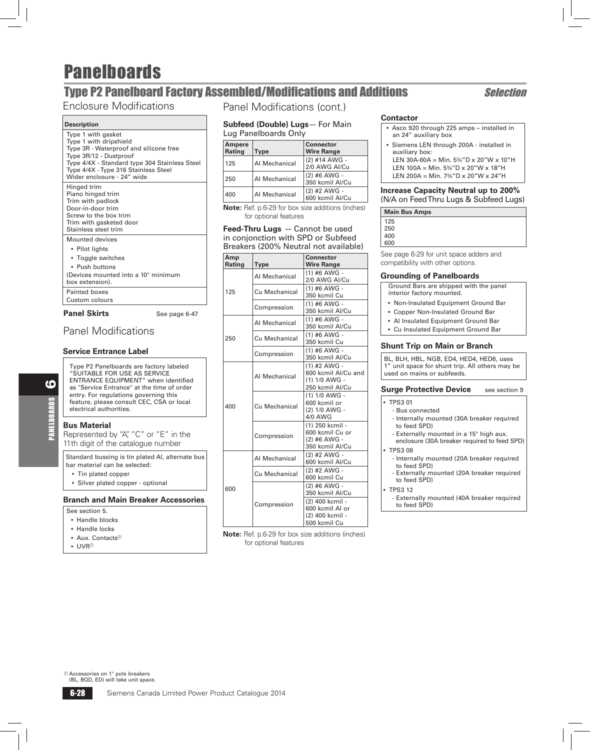# Panelboards

## Type P2 Panelboard Factory Assembled/Modifications and Additions

*Selection*

### Enclosure Modifications

| Description |
|---|
| Type 1 with gasket<br>Type 1 with dripshield<br>Type 3R - Waterproof and silicone free<br>Type 3R/12 - Dustproof<br>Type 4/4X - Standard type 304 Stainless Steel<br>Type 4/4X - Type 316 Stainless Steel<br>Wider enclosure - 24" wide |
| Hinged trim<br>Piano hinged trim<br>Trim with padlock<br>Door-in-door trim<br>Screw to the box trim<br>Trim with gasketed door<br>Stainless steel trim |
| Mounted devices<br>▪ Pilot lights<br>▪ Toggle switches<br>▪ Push buttons<br>(Devices mounted into a 10" minimum box extension). |
| Painted boxes<br>Custom colours |

**Panel Skirts** See page 6-47

### Panel Modifications

#### Service Entrance Label

Type P2 Panelboards are factory labeled "SUITABLE FOR USE AS SERVICE ENTRANCE EQUIPMENT" when identified as "Service Entrance" at the time of order entry. For regulations governing this feature, please consult CEC, CSA or local electrical authorities.

#### Bus Material

Represented by "A", "C" or "E" in the 11th digit of the catalogue number

Standard bussing is tin plated Al, alternate bus bar material can be selected:

- Tin plated copper
- Silver plated copper - optional

#### Branch and Main Breaker Accessories

See section 5.

- Handle blocks
- Handle locks
- Aux. Contacts①
- UVR①

### Panel Modifications (cont.)

#### Subfeed (Double) Lugs— For Main Lug Panelboards Only

| Ampere Rating | Type | Connector Wire Range |
|---|---|---|
| 125 | Al Mechanical | (2) #14 AWG - 2/0 AWG Al/Cu |
| 250 | Al Mechanical | (2) #6 AWG - 350 kcmil Al/Cu |
| 400 | Al Mechanical | (2) #2 AWG - 600 kcmil Al/Cu |

**Note:** Ref. p.6-29 for box size additions (inches) for optional features

#### Feed-Thru Lugs — Cannot be used in conjonction with SPD or Subfeed Breakers (200% Neutral not available)

| Amp Rating | Type | Connector Wire Range |
|---|---|---|
| 125 | Al Mechanical | (1) #6 AWG - 2/0 AWG Al/Cu |
| | Cu Mechanical | (1) #6 AWG - 350 kcmil Cu |
| | Compression | (1) #6 AWG - 350 kcmil Al/Cu |
| 250 | Al Mechanical | (1) #6 AWG - 350 kcmil Al/Cu |
| | Cu Mechanical | (1) #6 AWG - 350 kcmil Cu |
| | Compression | (1) #6 AWG - 350 kcmil Al/Cu |
| 400 | Al Mechanical | (1) #2 AWG - 600 kcmil Al/Cu and (1) 1/0 AWG - 250 kcmil Al/Cu |
| | Cu Mechanical | (1) 1/0 AWG - 600 kcmil or (2) 1/0 AWG - 4/0 AWG |
| | Compression | (1) 250 kcmil - 600 kcmil Cu or (2) #6 AWG - 350 kcmil Al/Cu |
| 600 | Al Mechanical | (2) #2 AWG - 600 kcmil Al/Cu |
| | Cu Mechanical | (2) #2 AWG - 600 kcmil Cu |
| | Compression | (2) #6 AWG - 350 kcmil Al/Cu |
| | | (2) 400 kcmil - 600 kcmil Al or (2) 400 kcmil - 500 kcmil Cu |

**Note:** Ref. p.6-29 for box size additions (inches) for optional features

#### Contactor

- Asco 920 through 225 amps – installed in an 24" auxiliary box
- Siemens LEN through 200A - installed in auxiliary box:
  LEN 30A-60A = Min. 5¾"D x 20"W x 10"H
  LEN 100A = Min. 5¾"D x 20"W x 18"H
  LEN 200A = Min. 7¾"D x 20"W x 24"H

#### Increase Capacity Neutral up to 200%

(N/A on Feed Thru Lugs & Subfeed Lugs)

| Main Bus Amps |
|---|
| 125<br>250<br>400<br>600 |

See page 6-29 for unit space adders and compatibility with other options.

#### Grounding of Panelboards

Ground Bars are shipped with the panel interior factory mounted.

- Non-Insulated Equipment Ground Bar
- Copper Non-Insulated Ground Bar
- Al Insulated Equipment Ground Bar
- Cu Insulated Equipment Ground Bar

#### Shunt Trip on Main or Branch

BL, BLH, HBL, NGB, ED4, HED4, HED6, uses 1" unit space for shunt trip. All others may be used on mains or subfeeds.

#### Surge Protective Device

see section 9

- TPS3 01
  - Bus connected
  - Internally mounted (30A breaker required to feed SPD)
  - Externally mounted in a 15" high aux. enclosure (30A breaker required to feed SPD)
- TPS3 09
  - Internally mounted (20A breaker required to feed SPD)
  - Externally mounted (20A breaker required to feed SPD)
- TPS3 12
  - Externally mounted (40A breaker required to feed SPD)

① Accessories on 1" pole breakers (BL, BQD, ED) will take unit space.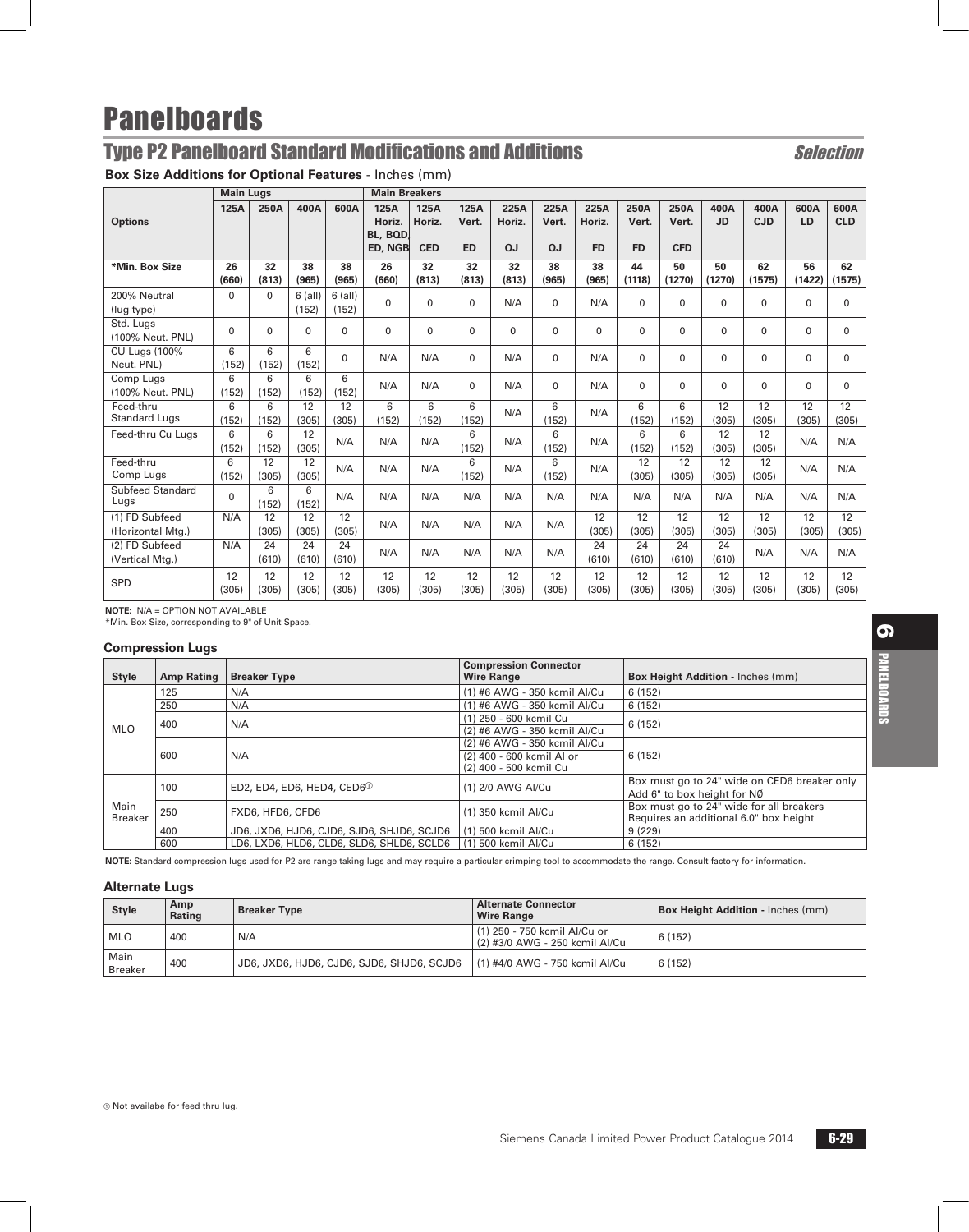# Panelboards

## Type P2 Panelboard Standard Modifications and Additions

*Selection*

**Box Size Additions for Optional Features** - Inches (mm)

| Options | Main Lugs | | | | Main Breakers | | | | | | | | | | | |
|---|---|---|---|---|---|---|---|---|---|---|---|---|---|---|---|---|
| | 125A | 250A | 400A | 600A | 125A Horiz. BL, BQD, ED, NGB | 125A Horiz. CED | 125A Vert. ED | 225A Horiz. QJ | 225A Vert. QJ | 225A Horiz. FD | 250A Vert. FD | 250A Vert. CFD | 400A JD | 400A CJD | 600A LD | 600A CLD |
| ***Min. Box Size** | **26 (660)** | **32 (813)** | **38 (965)** | **38 (965)** | **26 (660)** | **32 (813)** | **32 (813)** | **32 (813)** | **38 (965)** | **38 (965)** | **44 (1118)** | **50 (1270)** | **50 (1270)** | **62 (1575)** | **56 (1422)** | **62 (1575)** |
| 200% Neutral (lug type) | 0 | 0 | 6 (all) (152) | 6 (all) (152) | 0 | 0 | 0 | N/A | 0 | N/A | 0 | 0 | 0 | 0 | 0 | 0 |
| Std. Lugs (100% Neut. PNL) | 0 | 0 | 0 | 0 | 0 | 0 | 0 | 0 | 0 | 0 | 0 | 0 | 0 | 0 | 0 | 0 |
| CU Lugs (100% Neut. PNL) | 6 (152) | 6 (152) | 6 (152) | 0 | N/A | N/A | 0 | N/A | 0 | N/A | 0 | 0 | 0 | 0 | 0 | 0 |
| Comp Lugs (100% Neut. PNL) | 6 (152) | 6 (152) | 6 (152) | 6 (152) | N/A | N/A | 0 | N/A | 0 | N/A | 0 | 0 | 0 | 0 | 0 | 0 |
| Feed-thru Standard Lugs | 6 (152) | 6 (152) | 12 (305) | 12 (305) | 6 (152) | 6 (152) | 6 (152) | N/A | 6 (152) | N/A | 6 (152) | 6 (152) | 12 (305) | 12 (305) | 12 (305) | 12 (305) |
| Feed-thru Cu Lugs | 6 (152) | 6 (152) | 12 (305) | N/A | N/A | N/A | 6 (152) | N/A | 6 (152) | N/A | 6 (152) | 6 (152) | 12 (305) | 12 (305) | N/A | N/A |
| Feed-thru Comp Lugs | 6 (152) | 12 (305) | 12 (305) | N/A | N/A | N/A | 6 (152) | N/A | 6 (152) | N/A | 12 (305) | 12 (305) | 12 (305) | 12 (305) | N/A | N/A |
| Subfeed Standard Lugs | 0 | 6 (152) | 6 (152) | N/A | N/A | N/A | N/A | N/A | N/A | N/A | N/A | N/A | N/A | N/A | N/A | N/A |
| (1) FD Subfeed (Horizontal Mtg.) | N/A | 12 (305) | 12 (305) | 12 (305) | N/A | N/A | N/A | N/A | N/A | 12 (305) | 12 (305) | 12 (305) | 12 (305) | 12 (305) | 12 (305) | 12 (305) |
| (2) FD Subfeed (Vertical Mtg.) | N/A | 24 (610) | 24 (610) | 24 (610) | N/A | N/A | N/A | N/A | N/A | 24 (610) | 24 (610) | 24 (610) | 24 (610) | N/A | N/A | N/A |
| SPD | 12 (305) | 12 (305) | 12 (305) | 12 (305) | 12 (305) | 12 (305) | 12 (305) | 12 (305) | 12 (305) | 12 (305) | 12 (305) | 12 (305) | 12 (305) | 12 (305) | 12 (305) | 12 (305) |

**NOTE:** N/A = OPTION NOT AVAILABLE
*Min. Box Size, corresponding to 9" of Unit Space.

### Compression Lugs

| Style | Amp Rating | Breaker Type | Compression Connector Wire Range | Box Height Addition - Inches (mm) |
|---|---|---|---|---|
| MLO | 125 | N/A | (1) #6 AWG - 350 kcmil Al/Cu | 6 (152) |
| | 250 | N/A | (1) #6 AWG - 350 kcmil Al/Cu | 6 (152) |
| | 400 | N/A | (1) 250 - 600 kcmil Cu<br>(2) #6 AWG - 350 kcmil Al/Cu | 6 (152) |
| | 600 | N/A | (2) #6 AWG - 350 kcmil Al/Cu<br>(2) 400 - 600 kcmil Al or<br>(2) 400 - 500 kcmil Cu | 6 (152) |
| Main Breaker | 100 | ED2, ED4, ED6, HED4, CED6[1] | (1) 2/0 AWG Al/Cu | Box must go to 24" wide on CED6 breaker only<br>Add 6" to box height for NØ |
| | 250 | FXD6, HFD6, CFD6 | (1) 350 kcmil Al/Cu | Box must go to 24" wide for all breakers<br>Requires an additional 6.0" box height |
| | 400 | JD6, JXD6, HJD6, CJD6, SJD6, SHJD6, SCJD6 | (1) 500 kcmil Al/Cu | 9 (229) |
| | 600 | LD6, LXD6, HLD6, CLD6, SLD6, SHLD6, SCLD6 | (1) 500 kcmil Al/Cu | 6 (152) |

**NOTE:** Standard compression lugs used for P2 are range taking lugs and may require a particular crimping tool to accommodate the range. Consult factory for information.

### Alternate Lugs

| Style | Amp Rating | Breaker Type | Alternate Connector Wire Range | Box Height Addition - Inches (mm) |
|---|---|---|---|---|
| MLO | 400 | N/A | (1) 250 - 750 kcmil Al/Cu or<br>(2) #3/0 AWG - 250 kcmil Al/Cu | 6 (152) |
| Main Breaker | 400 | JD6, JXD6, HJD6, CJD6, SJD6, SHJD6, SCJD6 | (1) #4/0 AWG - 750 kcmil Al/Cu | 6 (152) |

[1] Not availabe for feed thru lug.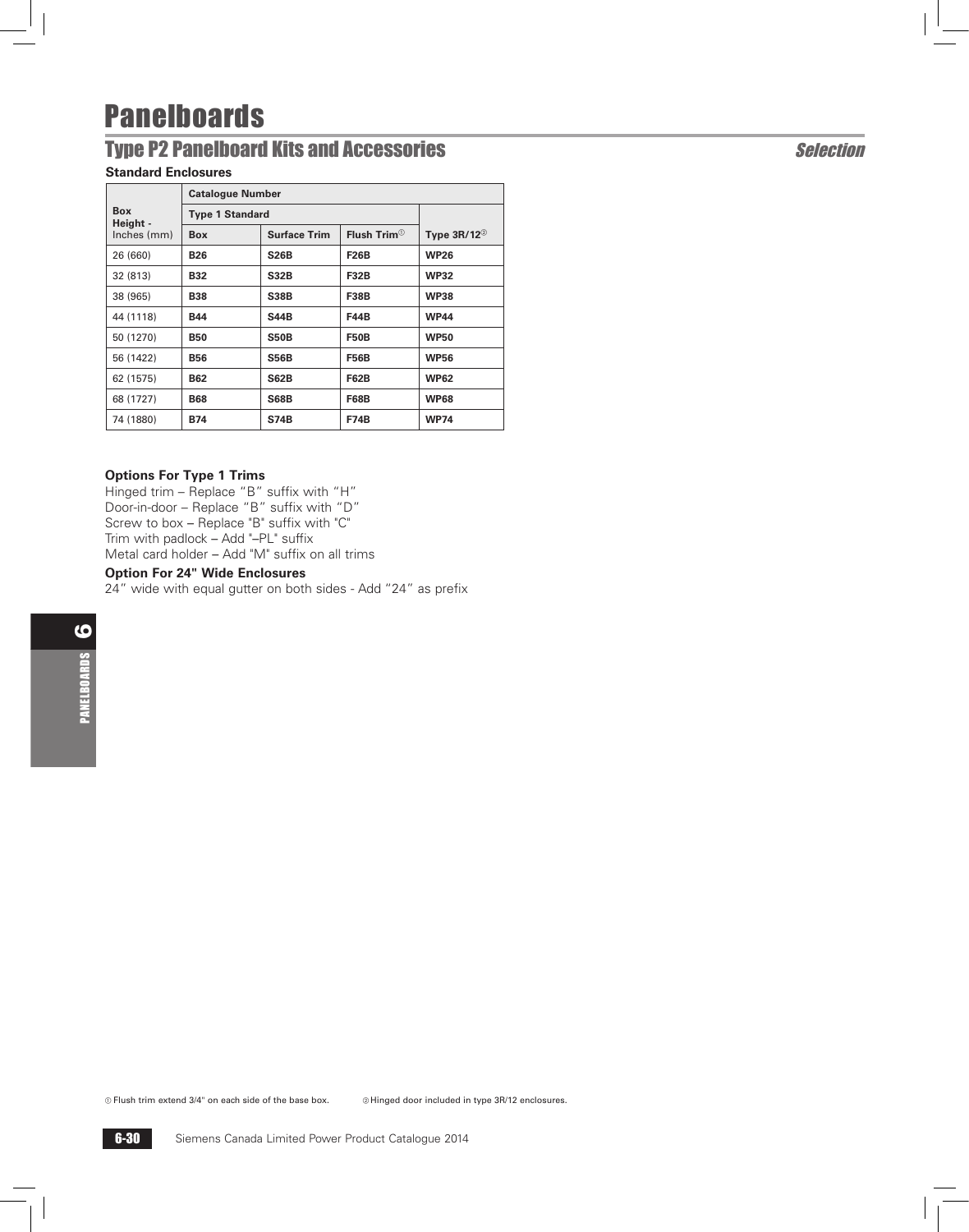# Panelboards

## Type P2 Panelboard Kits and Accessories

*Selection*

**Standard Enclosures**

| Box Height - Inches (mm) | Catalogue Number | | | |
|---|---|---|---|---|
| | Type 1 Standard | | | |
| | Box | Surface Trim | Flush Trim[1] | Type 3R/12[2] |
| 26 (660) | **B26** | **S26B** | **F26B** | **WP26** |
| 32 (813) | **B32** | **S32B** | **F32B** | **WP32** |
| 38 (965) | **B38** | **S38B** | **F38B** | **WP38** |
| 44 (1118) | **B44** | **S44B** | **F44B** | **WP44** |
| 50 (1270) | **B50** | **S50B** | **F50B** | **WP50** |
| 56 (1422) | **B56** | **S56B** | **F56B** | **WP56** |
| 62 (1575) | **B62** | **S62B** | **F62B** | **WP62** |
| 68 (1727) | **B68** | **S68B** | **F68B** | **WP68** |
| 74 (1880) | **B74** | **S74B** | **F74B** | **WP74** |

**Options For Type 1 Trims**

Hinged trim – Replace "B" suffix with "H"
Door-in-door – Replace "B" suffix with "D"
Screw to box – Replace "B" suffix with "C"
Trim with padlock – Add "–PL" suffix
Metal card holder – Add "M" suffix on all trims

**Option For 24" Wide Enclosures**

24" wide with equal gutter on both sides - Add "24" as prefix

[1] Flush trim extend 3/4" on each side of the base box. [2] Hinged door included in type 3R/12 enclosures.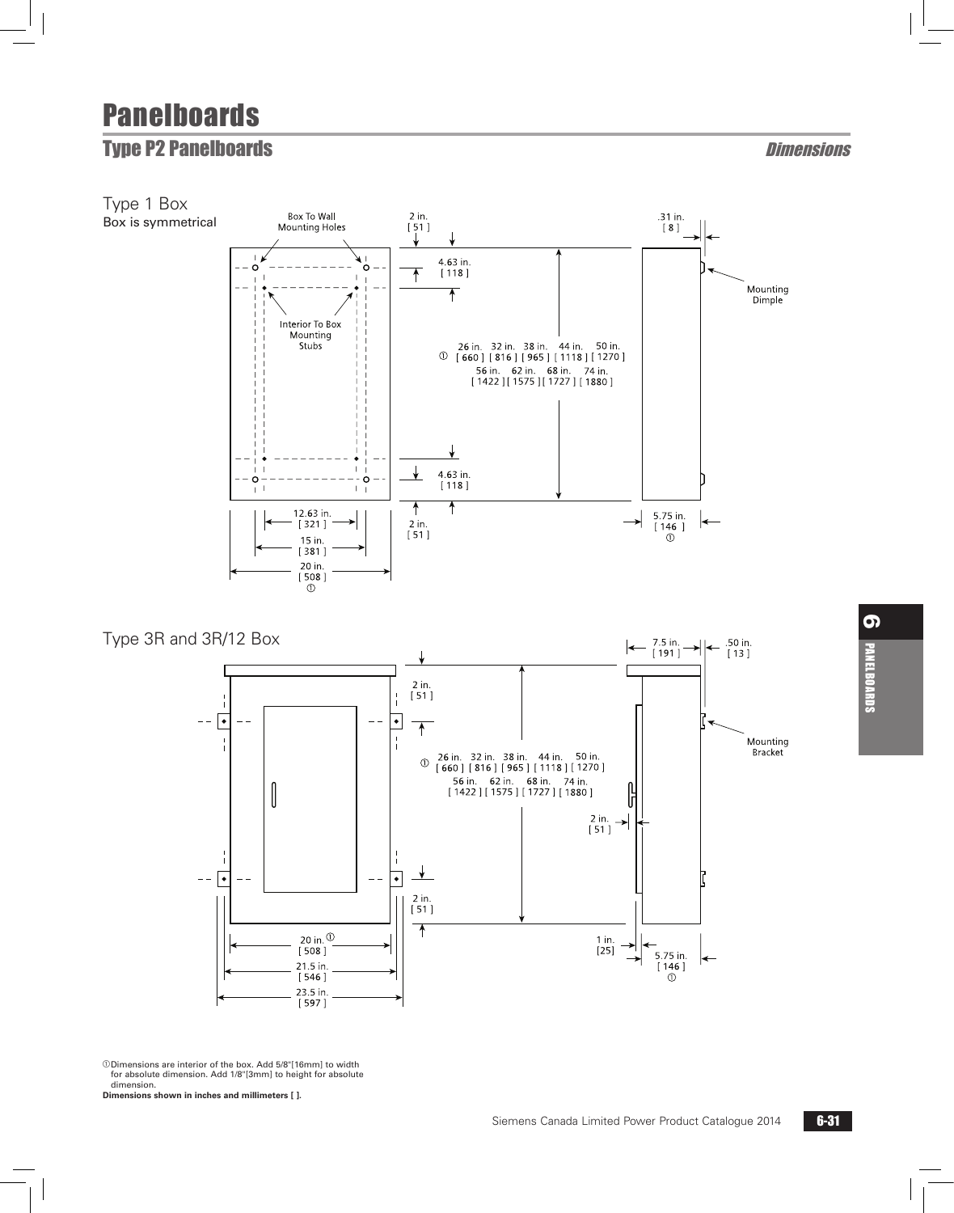# Panelboards

## Type P2 Panelboards

*Dimensions*

### Type 1 Box

Box is symmetrical

Box To Wall Mounting Holes

Interior To Box Mounting Stubs

2 in. [ 51 ]

4.63 in. [ 118 ]

① 26 in. [ 660 ] 32 in. [ 816 ] 38 in. [ 965 ] 44 in. [ 1118 ] 50 in. [ 1270 ] 56 in. [ 1422 ] 62 in. [ 1575 ] 68 in. [ 1727 ] 74 in. [ 1880 ]

4.63 in. [ 118 ]

2 in. [ 51 ]

12.63 in. [ 321 ]

15 in. [ 381 ]

20 in. [ 508 ] ①

.31 in. [ 8 ]

Mounting Dimple

5.75 in. [ 146 ] ①

### Type 3R and 3R/12 Box

2 in. [ 51 ]

① 26 in. [ 660 ] 32 in. [ 816 ] 38 in. [ 965 ] 44 in. [ 1118 ] 50 in. [ 1270 ] 56 in. [ 1422 ] 62 in. [ 1575 ] 68 in. [ 1727 ] 74 in. [ 1880 ]

2 in. [ 51 ]

20 in. ① [ 508 ]

21.5 in. [ 546 ]

23.5 in. [ 597 ]

7.5 in. [ 191 ]

.50 in. [ 13 ]

Mounting Bracket

2 in. [ 51 ]

1 in. [25]

5.75 in. [ 146 ] ①

①Dimensions are interior of the box. Add 5/8"[16mm] to width for absolute dimension. Add 1/8"[3mm] to height for absolute dimension.

**Dimensions shown in inches and millimeters [ ].**